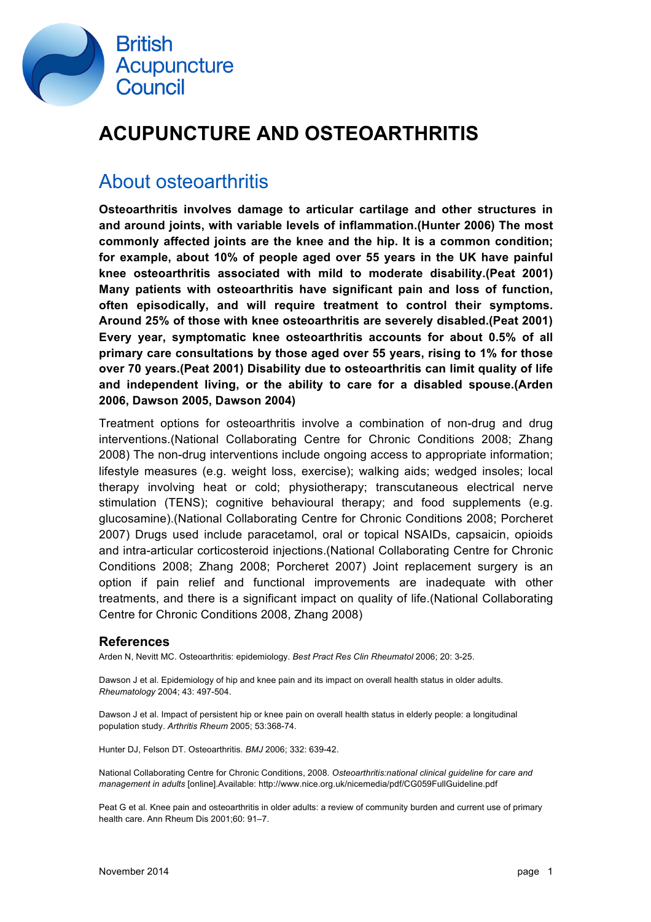British Acupuncture Council

# ACUPUNCTURE AND OSTEOARTHRITIS

## About osteoarthritis

**Osteoarthritis involves damage to articular cartilage and other structures in and around joints, with variable levels of inflammation.(Hunter 2006) The most commonly affected joints are the knee and the hip. It is a common condition; for example, about 10% of people aged over 55 years in the UK have painful knee osteoarthritis associated with mild to moderate disability.(Peat 2001) Many patients with osteoarthritis have significant pain and loss of function, often episodically, and will require treatment to control their symptoms. Around 25% of those with knee osteoarthritis are severely disabled.(Peat 2001) Every year, symptomatic knee osteoarthritis accounts for about 0.5% of all primary care consultations by those aged over 55 years, rising to 1% for those over 70 years.(Peat 2001) Disability due to osteoarthritis can limit quality of life and independent living, or the ability to care for a disabled spouse.(Arden 2006, Dawson 2005, Dawson 2004)**

Treatment options for osteoarthritis involve a combination of non-drug and drug interventions.(National Collaborating Centre for Chronic Conditions 2008; Zhang 2008) The non-drug interventions include ongoing access to appropriate information; lifestyle measures (e.g. weight loss, exercise); walking aids; wedged insoles; local therapy involving heat or cold; physiotherapy; transcutaneous electrical nerve stimulation (TENS); cognitive behavioural therapy; and food supplements (e.g. glucosamine).(National Collaborating Centre for Chronic Conditions 2008; Porcheret 2007) Drugs used include paracetamol, oral or topical NSAIDs, capsaicin, opioids and intra-articular corticosteroid injections.(National Collaborating Centre for Chronic Conditions 2008; Zhang 2008; Porcheret 2007) Joint replacement surgery is an option if pain relief and functional improvements are inadequate with other treatments, and there is a significant impact on quality of life.(National Collaborating Centre for Chronic Conditions 2008, Zhang 2008)

### References

Arden N, Nevitt MC. Osteoarthritis: epidemiology. *Best Pract Res Clin Rheumatol* 2006; 20: 3-25.

Dawson J et al. Epidemiology of hip and knee pain and its impact on overall health status in older adults. *Rheumatology* 2004; 43: 497-504.

Dawson J et al. Impact of persistent hip or knee pain on overall health status in elderly people: a longitudinal population study. *Arthritis Rheum* 2005; 53:368-74.

Hunter DJ, Felson DT. Osteoarthritis. *BMJ* 2006; 332: 639-42.

National Collaborating Centre for Chronic Conditions, 2008. *Osteoarthritis:national clinical guideline for care and management in adults* [online].Available: http://www.nice.org.uk/nicemedia/pdf/CG059FullGuideline.pdf

Peat G et al. Knee pain and osteoarthritis in older adults: a review of community burden and current use of primary health care. Ann Rheum Dis 2001;60: 91–7.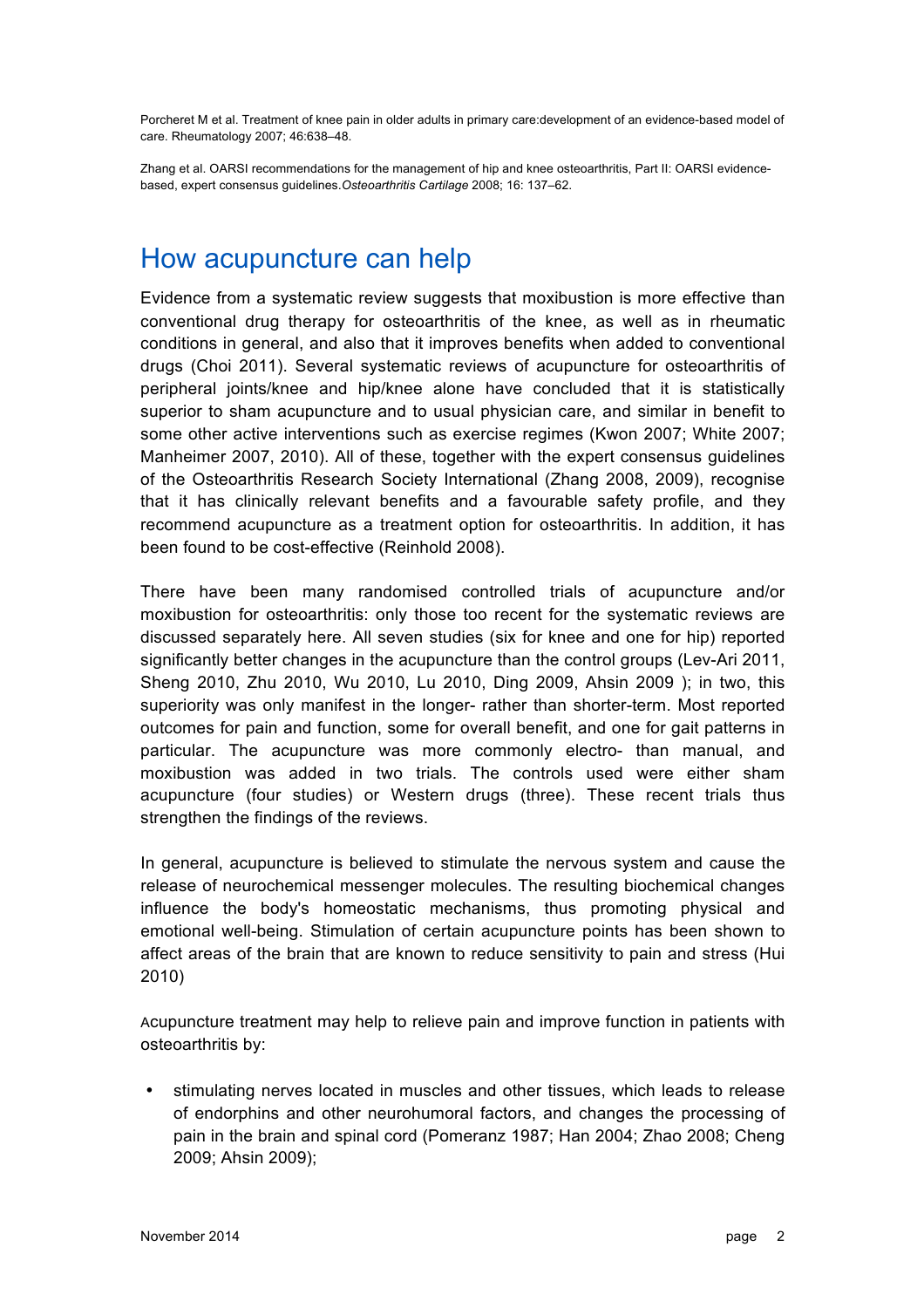Porcheret M et al. Treatment of knee pain in older adults in primary care:development of an evidence-based model of care. Rheumatology 2007; 46:638–48.

Zhang et al. OARSI recommendations for the management of hip and knee osteoarthritis, Part II: OARSI evidence-based, expert consensus guidelines.*Osteoarthritis Cartilage* 2008; 16: 137–62.

## How acupuncture can help

Evidence from a systematic review suggests that moxibustion is more effective than conventional drug therapy for osteoarthritis of the knee, as well as in rheumatic conditions in general, and also that it improves benefits when added to conventional drugs (Choi 2011). Several systematic reviews of acupuncture for osteoarthritis of peripheral joints/knee and hip/knee alone have concluded that it is statistically superior to sham acupuncture and to usual physician care, and similar in benefit to some other active interventions such as exercise regimes (Kwon 2007; White 2007; Manheimer 2007, 2010). All of these, together with the expert consensus guidelines of the Osteoarthritis Research Society International (Zhang 2008, 2009), recognise that it has clinically relevant benefits and a favourable safety profile, and they recommend acupuncture as a treatment option for osteoarthritis. In addition, it has been found to be cost-effective (Reinhold 2008).

There have been many randomised controlled trials of acupuncture and/or moxibustion for osteoarthritis: only those too recent for the systematic reviews are discussed separately here. All seven studies (six for knee and one for hip) reported significantly better changes in the acupuncture than the control groups (Lev-Ari 2011, Sheng 2010, Zhu 2010, Wu 2010, Lu 2010, Ding 2009, Ahsin 2009 ); in two, this superiority was only manifest in the longer- rather than shorter-term. Most reported outcomes for pain and function, some for overall benefit, and one for gait patterns in particular. The acupuncture was more commonly electro- than manual, and moxibustion was added in two trials. The controls used were either sham acupuncture (four studies) or Western drugs (three). These recent trials thus strengthen the findings of the reviews.

In general, acupuncture is believed to stimulate the nervous system and cause the release of neurochemical messenger molecules. The resulting biochemical changes influence the body's homeostatic mechanisms, thus promoting physical and emotional well-being. Stimulation of certain acupuncture points has been shown to affect areas of the brain that are known to reduce sensitivity to pain and stress (Hui 2010)

Acupuncture treatment may help to relieve pain and improve function in patients with osteoarthritis by:

- stimulating nerves located in muscles and other tissues, which leads to release of endorphins and other neurohumoral factors, and changes the processing of pain in the brain and spinal cord (Pomeranz 1987; Han 2004; Zhao 2008; Cheng 2009; Ahsin 2009);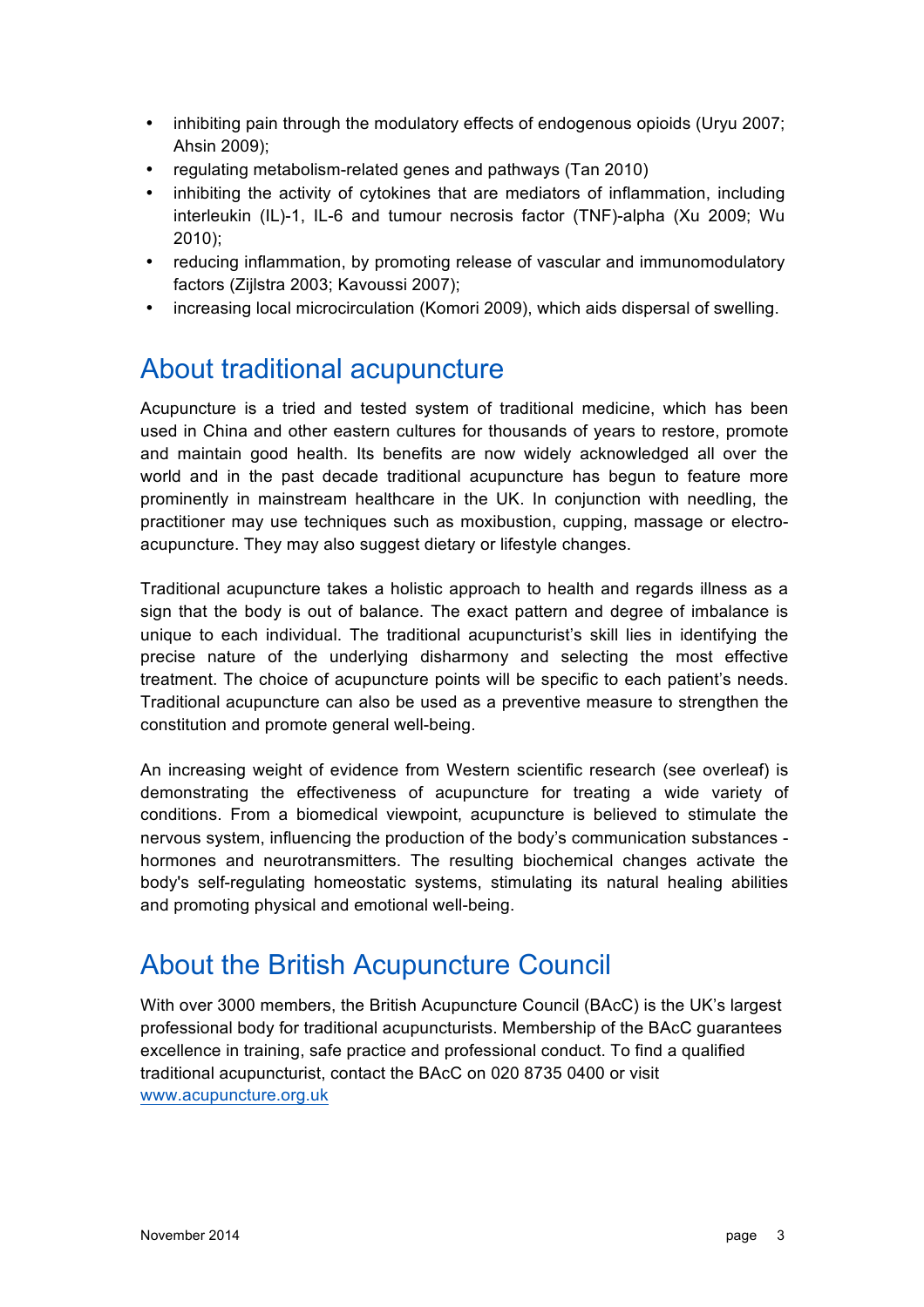- inhibiting pain through the modulatory effects of endogenous opioids (Uryu 2007; Ahsin 2009);
- regulating metabolism-related genes and pathways (Tan 2010)
- inhibiting the activity of cytokines that are mediators of inflammation, including interleukin (IL)-1, IL-6 and tumour necrosis factor (TNF)-alpha (Xu 2009; Wu 2010);
- reducing inflammation, by promoting release of vascular and immunomodulatory factors (Zijlstra 2003; Kavoussi 2007);
- increasing local microcirculation (Komori 2009), which aids dispersal of swelling.

## About traditional acupuncture

Acupuncture is a tried and tested system of traditional medicine, which has been used in China and other eastern cultures for thousands of years to restore, promote and maintain good health. Its benefits are now widely acknowledged all over the world and in the past decade traditional acupuncture has begun to feature more prominently in mainstream healthcare in the UK. In conjunction with needling, the practitioner may use techniques such as moxibustion, cupping, massage or electro-acupuncture. They may also suggest dietary or lifestyle changes.

Traditional acupuncture takes a holistic approach to health and regards illness as a sign that the body is out of balance. The exact pattern and degree of imbalance is unique to each individual. The traditional acupuncturist's skill lies in identifying the precise nature of the underlying disharmony and selecting the most effective treatment. The choice of acupuncture points will be specific to each patient's needs. Traditional acupuncture can also be used as a preventive measure to strengthen the constitution and promote general well-being.

An increasing weight of evidence from Western scientific research (see overleaf) is demonstrating the effectiveness of acupuncture for treating a wide variety of conditions. From a biomedical viewpoint, acupuncture is believed to stimulate the nervous system, influencing the production of the body's communication substances - hormones and neurotransmitters. The resulting biochemical changes activate the body's self-regulating homeostatic systems, stimulating its natural healing abilities and promoting physical and emotional well-being.

## About the British Acupuncture Council

With over 3000 members, the British Acupuncture Council (BAcC) is the UK's largest professional body for traditional acupuncturists. Membership of the BAcC guarantees excellence in training, safe practice and professional conduct. To find a qualified traditional acupuncturist, contact the BAcC on 020 8735 0400 or visit [www.acupuncture.org.uk](http://www.acupuncture.org.uk)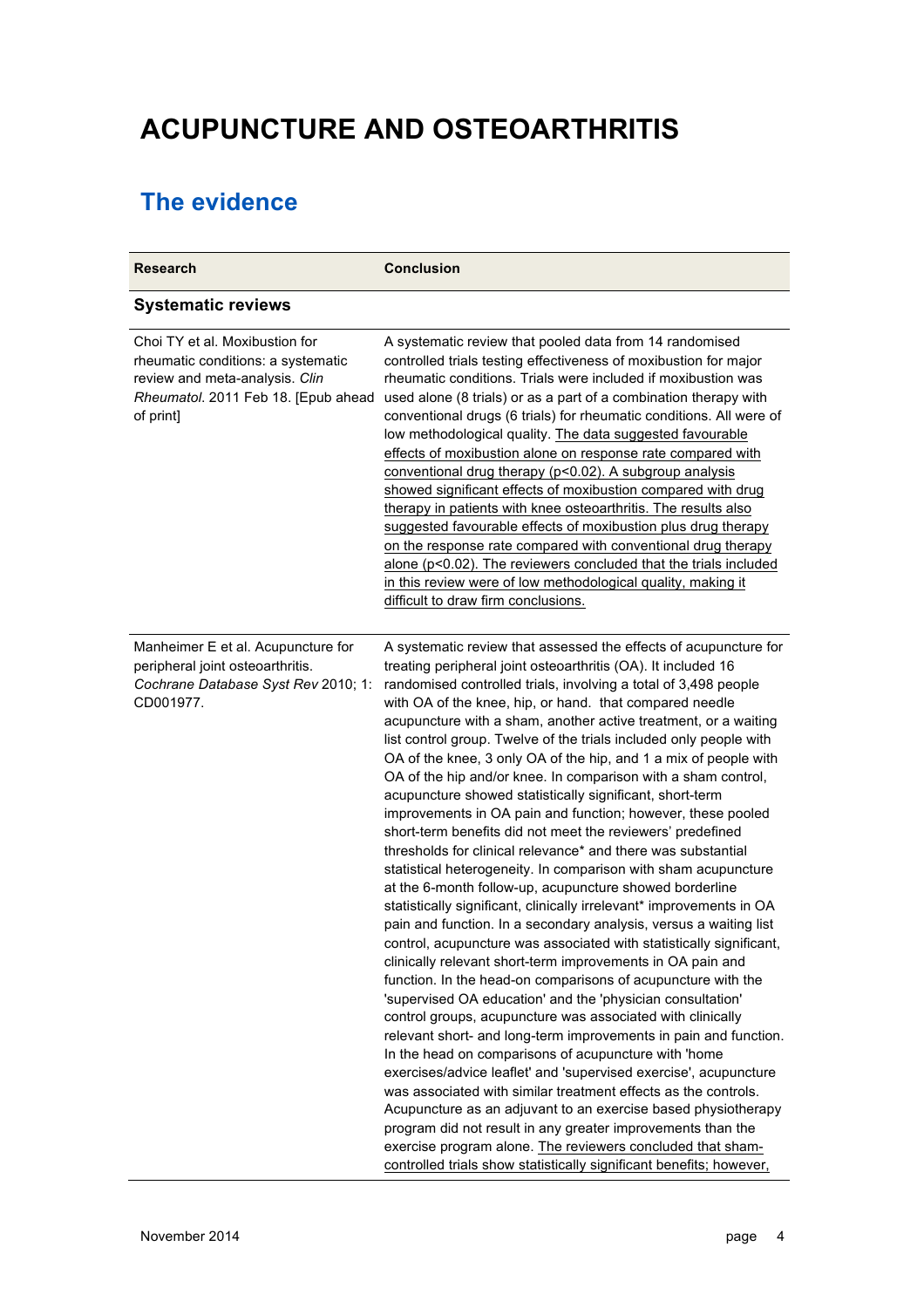# ACUPUNCTURE AND OSTEOARTHRITIS

## The evidence

| Research | Conclusion |
| --- | --- |
| **Systematic reviews** | |
| Choi TY et al. Moxibustion for rheumatic conditions: a systematic review and meta-analysis. *Clin Rheumatol*. 2011 Feb 18. [Epub ahead of print] | A systematic review that pooled data from 14 randomised controlled trials testing effectiveness of moxibustion for major rheumatic conditions. Trials were included if moxibustion was used alone (8 trials) or as a part of a combination therapy with conventional drugs (6 trials) for rheumatic conditions. All were of low methodological quality. The data suggested favourable effects of moxibustion alone on response rate compared with conventional drug therapy ($p<0.02$). A subgroup analysis showed significant effects of moxibustion compared with drug therapy in patients with knee osteoarthritis. The results also suggested favourable effects of moxibustion plus drug therapy on the response rate compared with conventional drug therapy alone ($p<0.02$). The reviewers concluded that the trials included in this review were of low methodological quality, making it difficult to draw firm conclusions. |
| Manheimer E et al. Acupuncture for peripheral joint osteoarthritis. *Cochrane Database Syst Rev* 2010; 1: CD001977. | A systematic review that assessed the effects of acupuncture for treating peripheral joint osteoarthritis (OA). It included 16 randomised controlled trials, involving a total of 3,498 people with OA of the knee, hip, or hand. that compared needle acupuncture with a sham, another active treatment, or a waiting list control group. Twelve of the trials included only people with OA of the knee, 3 only OA of the hip, and 1 a mix of people with OA of the hip and/or knee. In comparison with a sham control, acupuncture showed statistically significant, short-term improvements in OA pain and function; however, these pooled short-term benefits did not meet the reviewers' predefined thresholds for clinical relevance* and there was substantial statistical heterogeneity. In comparison with sham acupuncture at the 6-month follow-up, acupuncture showed borderline statistically significant, clinically irrelevant* improvements in OA pain and function. In a secondary analysis, versus a waiting list control, acupuncture was associated with statistically significant, clinically relevant short-term improvements in OA pain and function. In the head-on comparisons of acupuncture with the 'supervised OA education' and the 'physician consultation' control groups, acupuncture was associated with clinically relevant short- and long-term improvements in pain and function. In the head on comparisons of acupuncture with 'home exercises/advice leaflet' and 'supervised exercise', acupuncture was associated with similar treatment effects as the controls. Acupuncture as an adjuvant to an exercise based physiotherapy program did not result in any greater improvements than the exercise program alone. The reviewers concluded that sham-controlled trials show statistically significant benefits; however, |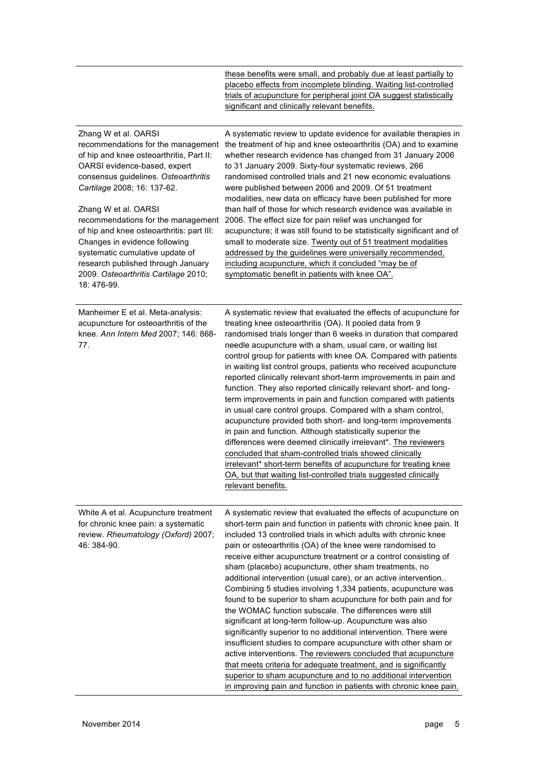| | |
|---|---|
| | <u>these benefits were small, and probably due at least partially to placebo effects from incomplete blinding. Waiting list-controlled trials of acupuncture for peripheral joint OA suggest statistically significant and clinically relevant benefits.</u> |
| Zhang W et al. OARSI recommendations for the management of hip and knee osteoarthritis, Part II: OARSI evidence-based, expert consensus guidelines. *Osteoarthritis Cartilage* 2008; 16: 137-62.<br><br>Zhang W et al. OARSI recommendations for the management of hip and knee osteoarthritis: part III: Changes in evidence following systematic cumulative update of research published through January 2009. *Osteoarthritis Cartilage* 2010; 18: 476-99. | A systematic review to update evidence for available therapies in the treatment of hip and knee osteoarthritis (OA) and to examine whether research evidence has changed from 31 January 2006 to 31 January 2009. Sixty-four systematic reviews, 266 randomised controlled trials and 21 new economic evaluations were published between 2006 and 2009. Of 51 treatment modalities, new data on efficacy have been published for more than half of those for which research evidence was available in 2006. The effect size for pain relief was unchanged for acupuncture; it was still found to be statistically significant and of small to moderate size. <u>Twenty out of 51 treatment modalities addressed by the guidelines were universally recommended, including acupuncture, which it concluded "may be of symptomatic benefit in patients with knee OA".</u> |
| Manheimer E et al. Meta-analysis: acupuncture for osteoarthritis of the knee. *Ann Intern Med* 2007; 146: 868-77. | A systematic review that evaluated the effects of acupuncture for treating knee osteoarthritis (OA). It pooled data from 9 randomised trials longer than 6 weeks in duration that compared needle acupuncture with a sham, usual care, or waiting list control group for patients with knee OA. Compared with patients in waiting list control groups, patients who received acupuncture reported clinically relevant short-term improvements in pain and function. They also reported clinically relevant short- and long-term improvements in pain and function compared with patients in usual care control groups. Compared with a sham control, acupuncture provided both short- and long-term improvements in pain and function. Although statistically superior the differences were deemed clinically irrelevant*. <u>The reviewers concluded that sham-controlled trials showed clinically irrelevant* short-term benefits of acupuncture for treating knee OA, but that waiting list-controlled trials suggested clinically relevant benefits.</u> |
| White A et al. Acupuncture treatment for chronic knee pain: a systematic review. *Rheumatology (Oxford)* 2007; 46: 384-90. | A systematic review that evaluated the effects of acupuncture on short-term pain and function in patients with chronic knee pain. It included 13 controlled trials in which adults with chronic knee pain or osteoarthritis (OA) of the knee were randomised to receive either acupuncture treatment or a control consisting of sham (placebo) acupuncture, other sham treatments, no additional intervention (usual care), or an active intervention.. Combining 5 studies involving 1,334 patients, acupuncture was found to be superior to sham acupuncture for both pain and for the WOMAC function subscale. The differences were still significant at long-term follow-up. Acupuncture was also significantly superior to no additional intervention. There were insufficient studies to compare acupuncture with other sham or active interventions. <u>The reviewers concluded that acupuncture that meets criteria for adequate treatment, and is significantly superior to sham acupuncture and to no additional intervention in improving pain and function in patients with chronic knee pain.</u> |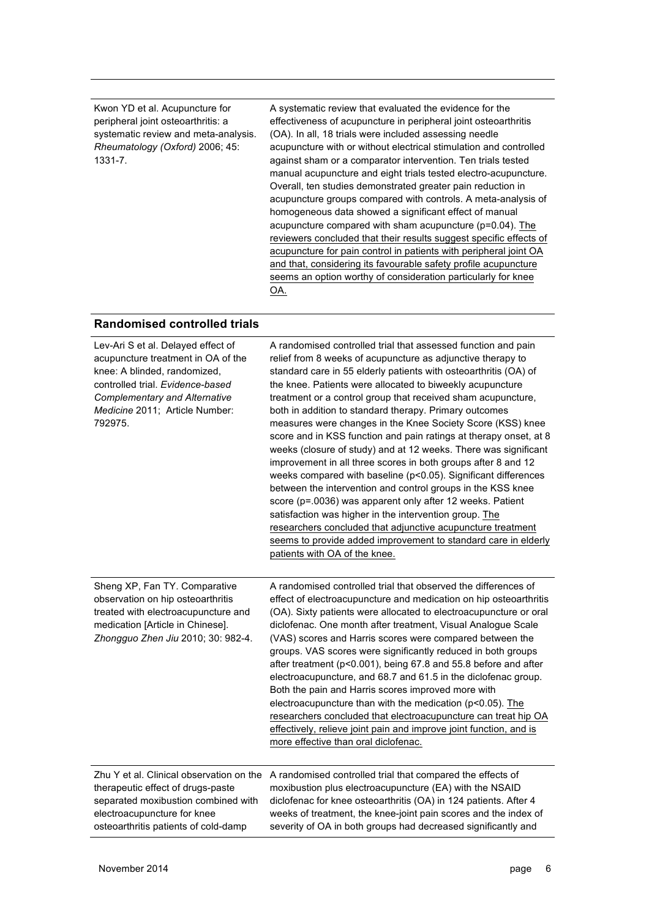| | |
|---|---|
| Kwon YD et al. Acupuncture for peripheral joint osteoarthritis: a systematic review and meta-analysis. *Rheumatology (Oxford)* 2006; 45: 1331-7. | A systematic review that evaluated the evidence for the effectiveness of acupuncture in peripheral joint osteoarthritis (OA). In all, 18 trials were included assessing needle acupuncture with or without electrical stimulation and controlled against sham or a comparator intervention. Ten trials tested manual acupuncture and eight trials tested electro-acupuncture. Overall, ten studies demonstrated greater pain reduction in acupuncture groups compared with controls. A meta-analysis of homogeneous data showed a significant effect of manual acupuncture compared with sham acupuncture ($p=0.04$). <u>The reviewers concluded that their results suggest specific effects of acupuncture for pain control in patients with peripheral joint OA and that, considering its favourable safety profile acupuncture seems an option worthy of consideration particularly for knee OA.</u> |

### Randomised controlled trials

| | |
|---|---|
| Lev-Ari S et al. Delayed effect of acupuncture treatment in OA of the knee: A blinded, randomized, controlled trial. *Evidence-based Complementary and Alternative Medicine* 2011; Article Number: 792975. | A randomised controlled trial that assessed function and pain relief from 8 weeks of acupuncture as adjunctive therapy to standard care in 55 elderly patients with osteoarthritis (OA) of the knee. Patients were allocated to biweekly acupuncture treatment or a control group that received sham acupuncture, both in addition to standard therapy. Primary outcomes measures were changes in the Knee Society Score (KSS) knee score and in KSS function and pain ratings at therapy onset, at 8 weeks (closure of study) and at 12 weeks. There was significant improvement in all three scores in both groups after 8 and 12 weeks compared with baseline ($p<0.05$). Significant differences between the intervention and control groups in the KSS knee score ($p=.0036$) was apparent only after 12 weeks. Patient satisfaction was higher in the intervention group. <u>The researchers concluded that adjunctive acupuncture treatment seems to provide added improvement to standard care in elderly patients with OA of the knee.</u> |
| Sheng XP, Fan TY. Comparative observation on hip osteoarthritis treated with electroacupuncture and medication [Article in Chinese]. *Zhongguo Zhen Jiu* 2010; 30: 982-4. | A randomised controlled trial that observed the differences of effect of electroacupuncture and medication on hip osteoarthritis (OA). Sixty patients were allocated to electroacupuncture or oral diclofenac. One month after treatment, Visual Analogue Scale (VAS) scores and Harris scores were compared between the groups. VAS scores were significantly reduced in both groups after treatment ($p<0.001$), being 67.8 and 55.8 before and after electroacupuncture, and 68.7 and 61.5 in the diclofenac group. Both the pain and Harris scores improved more with electroacupuncture than with the medication ($p<0.05$). <u>The researchers concluded that electroacupuncture can treat hip OA effectively, relieve joint pain and improve joint function, and is more effective than oral diclofenac.</u> |
| Zhu Y et al. Clinical observation on the therapeutic effect of drugs-paste separated moxibustion combined with electroacupuncture for knee osteoarthritis patients of cold-damp | A randomised controlled trial that compared the effects of moxibustion plus electroacupuncture (EA) with the NSAID diclofenac for knee osteoarthritis (OA) in 124 patients. After 4 weeks of treatment, the knee-joint pain scores and the index of severity of OA in both groups had decreased significantly and |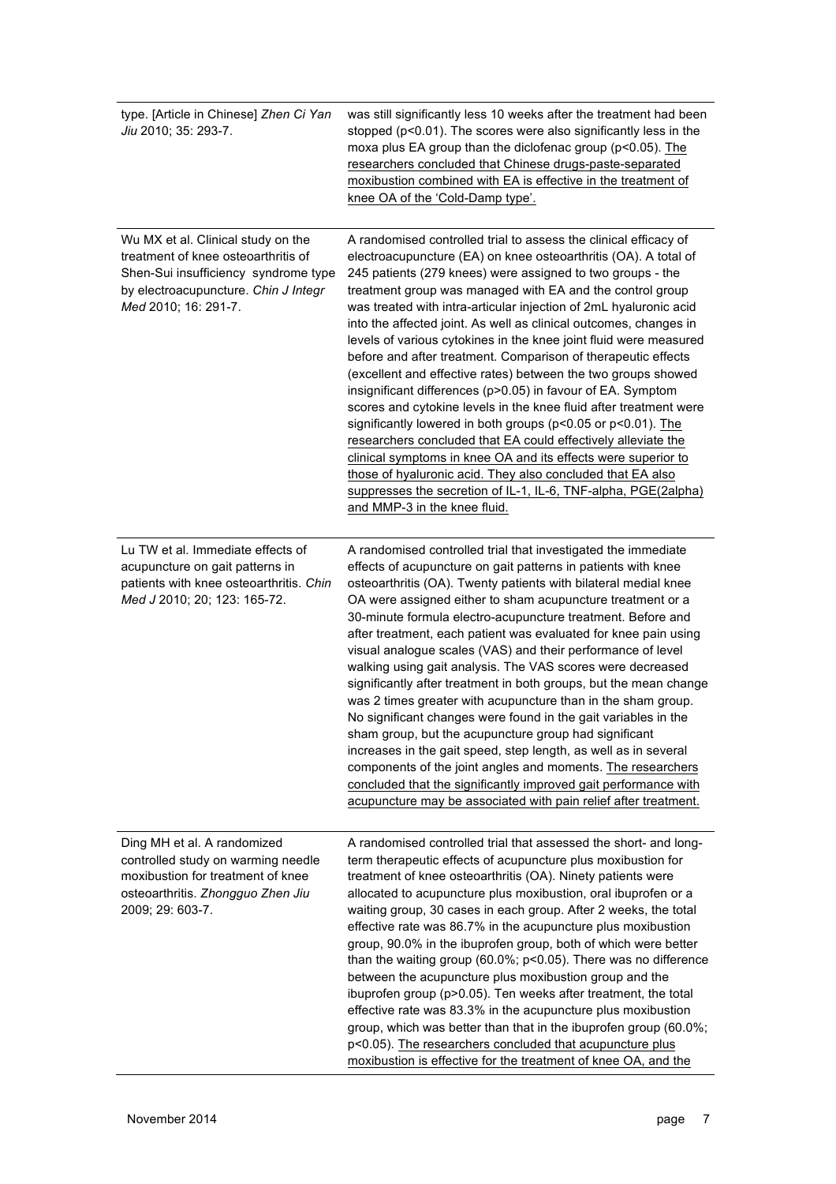| | |
|---|---|
| type. [Article in Chinese] *Zhen Ci Yan Jiu* 2010; 35: 293-7. | was still significantly less 10 weeks after the treatment had been stopped ($p<0.01$). The scores were also significantly less in the moxa plus EA group than the diclofenac group ($p<0.05$). The researchers concluded that Chinese drugs-paste-separated moxibustion combined with EA is effective in the treatment of knee OA of the 'Cold-Damp type'. |
| Wu MX et al. Clinical study on the treatment of knee osteoarthritis of Shen-Sui insufficiency syndrome type by electroacupuncture. *Chin J Integr Med* 2010; 16: 291-7. | A randomised controlled trial to assess the clinical efficacy of electroacupuncture (EA) on knee osteoarthritis (OA). A total of 245 patients (279 knees) were assigned to two groups - the treatment group was managed with EA and the control group was treated with intra-articular injection of 2mL hyaluronic acid into the affected joint. As well as clinical outcomes, changes in levels of various cytokines in the knee joint fluid were measured before and after treatment. Comparison of therapeutic effects (excellent and effective rates) between the two groups showed insignificant differences ($p>0.05$) in favour of EA. Symptom scores and cytokine levels in the knee fluid after treatment were significantly lowered in both groups ($p<0.05$ or $p<0.01$). The researchers concluded that EA could effectively alleviate the clinical symptoms in knee OA and its effects were superior to those of hyaluronic acid. They also concluded that EA also suppresses the secretion of IL-1, IL-6, TNF-alpha, PGE(2alpha) and MMP-3 in the knee fluid. |
| Lu TW et al. Immediate effects of acupuncture on gait patterns in patients with knee osteoarthritis. *Chin Med J* 2010; 20; 123: 165-72. | A randomised controlled trial that investigated the immediate effects of acupuncture on gait patterns in patients with knee osteoarthritis (OA). Twenty patients with bilateral medial knee OA were assigned either to sham acupuncture treatment or a 30-minute formula electro-acupuncture treatment. Before and after treatment, each patient was evaluated for knee pain using visual analogue scales (VAS) and their performance of level walking using gait analysis. The VAS scores were decreased significantly after treatment in both groups, but the mean change was 2 times greater with acupuncture than in the sham group. No significant changes were found in the gait variables in the sham group, but the acupuncture group had significant increases in the gait speed, step length, as well as in several components of the joint angles and moments. The researchers concluded that the significantly improved gait performance with acupuncture may be associated with pain relief after treatment. |
| Ding MH et al. A randomized controlled study on warming needle moxibustion for treatment of knee osteoarthritis. *Zhongguo Zhen Jiu* 2009; 29: 603-7. | A randomised controlled trial that assessed the short- and long-term therapeutic effects of acupuncture plus moxibustion for treatment of knee osteoarthritis (OA). Ninety patients were allocated to acupuncture plus moxibustion, oral ibuprofen or a waiting group, 30 cases in each group. After 2 weeks, the total effective rate was 86.7% in the acupuncture plus moxibustion group, 90.0% in the ibuprofen group, both of which were better than the waiting group (60.0%; $p<0.05$). There was no difference between the acupuncture plus moxibustion group and the ibuprofen group ($p>0.05$). Ten weeks after treatment, the total effective rate was 83.3% in the acupuncture plus moxibustion group, which was better than that in the ibuprofen group (60.0%; $p<0.05$). The researchers concluded that acupuncture plus moxibustion is effective for the treatment of knee OA, and the |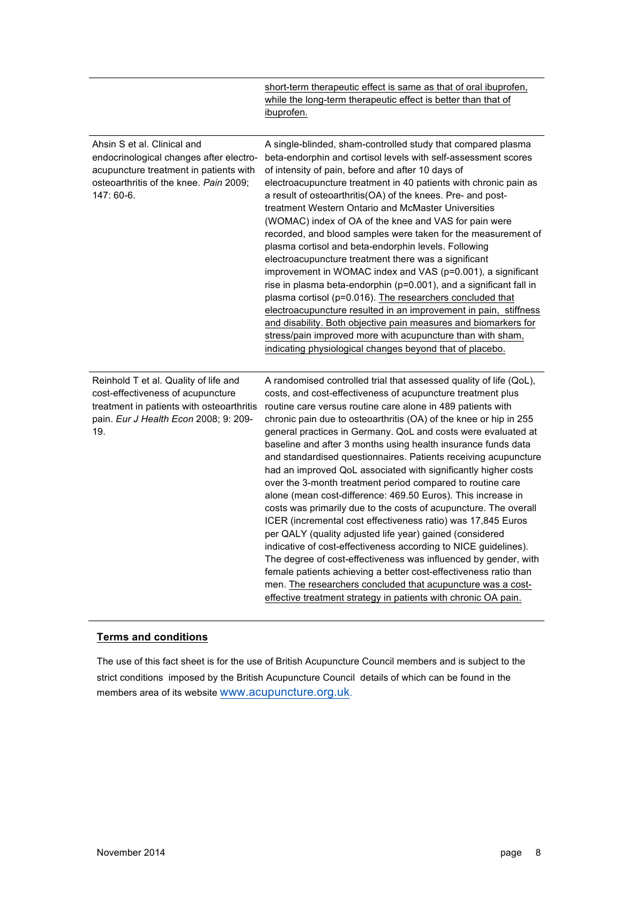| | |
|---|---|
| | short-term therapeutic effect is same as that of oral ibuprofen, while the long-term therapeutic effect is better than that of ibuprofen. |
| Ahsin S et al. Clinical and endocrinological changes after electro-acupuncture treatment in patients with osteoarthritis of the knee. *Pain* 2009; 147: 60-6. | A single-blinded, sham-controlled study that compared plasma beta-endorphin and cortisol levels with self-assessment scores of intensity of pain, before and after 10 days of electroacupuncture treatment in 40 patients with chronic pain as a result of osteoarthritis(OA) of the knees. Pre- and post-treatment Western Ontario and McMaster Universities (WOMAC) index of OA of the knee and VAS for pain were recorded, and blood samples were taken for the measurement of plasma cortisol and beta-endorphin levels. Following electroacupuncture treatment there was a significant improvement in WOMAC index and VAS ($p=0.001$), a significant rise in plasma beta-endorphin ($p=0.001$), and a significant fall in plasma cortisol ($p=0.016$). The researchers concluded that electroacupuncture resulted in an improvement in pain, stiffness and disability. Both objective pain measures and biomarkers for stress/pain improved more with acupuncture than with sham, indicating physiological changes beyond that of placebo. |
| Reinhold T et al. Quality of life and cost-effectiveness of acupuncture treatment in patients with osteoarthritis pain. *Eur J Health Econ* 2008; 9: 209-19. | A randomised controlled trial that assessed quality of life (QoL), costs, and cost-effectiveness of acupuncture treatment plus routine care versus routine care alone in 489 patients with chronic pain due to osteoarthritis (OA) of the knee or hip in 255 general practices in Germany. QoL and costs were evaluated at baseline and after 3 months using health insurance funds data and standardised questionnaires. Patients receiving acupuncture had an improved QoL associated with significantly higher costs over the 3-month treatment period compared to routine care alone (mean cost-difference: 469.50 Euros). This increase in costs was primarily due to the costs of acupuncture. The overall ICER (incremental cost effectiveness ratio) was 17,845 Euros per QALY (quality adjusted life year) gained (considered indicative of cost-effectiveness according to NICE guidelines). The degree of cost-effectiveness was influenced by gender, with female patients achieving a better cost-effectiveness ratio than men. The researchers concluded that acupuncture was a cost-effective treatment strategy in patients with chronic OA pain. |

## Terms and conditions

The use of this fact sheet is for the use of British Acupuncture Council members and is subject to the strict conditions imposed by the British Acupuncture Council details of which can be found in the members area of its website www.acupuncture.org.uk.

November 2014